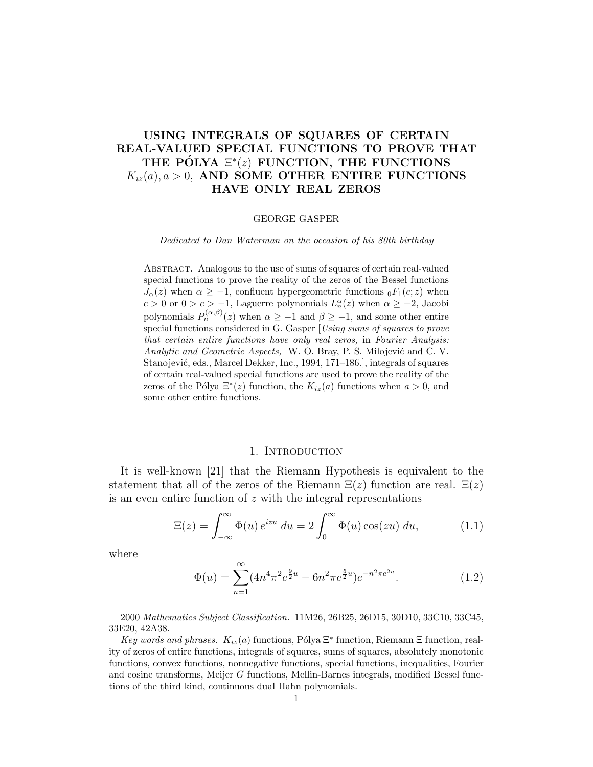# USING INTEGRALS OF SQUARES OF CERTAIN REAL-VALUED SPECIAL FUNCTIONS TO PROVE THAT THE PÓLYA $\Xi^*(z)$ FUNCTION, THE FUNCTIONS $K_{iz}(a), a > 0$, AND SOME OTHER ENTIRE FUNCTIONS HAVE ONLY REAL ZEROS

GEORGE GASPER

*Dedicated to Dan Waterman on the occasion of his 80th birthday*

Abstract. Analogous to the use of sums of squares of certain real-valued special functions to prove the reality of the zeros of the Bessel functions $J_\alpha(z)$ when $\alpha \geq -1$, confluent hypergeometric functions ${}_0F_1(c; z)$ when $c > 0$ or $0 > c > -1$, Laguerre polynomials $L_n^\alpha(z)$ when $\alpha \geq -2$, Jacobi polynomials $P_n^{(\alpha,\beta)}(z)$ when $\alpha \geq -1$ and $\beta \geq -1$, and some other entire special functions considered in G. Gasper [*Using sums of squares to prove that certain entire functions have only real zeros,* in *Fourier Analysis: Analytic and Geometric Aspects,* W. O. Bray, P. S. Milojević and C. V. Stanojević, eds., Marcel Dekker, Inc., 1994, 171–186.], integrals of squares of certain real-valued special functions are used to prove the reality of the zeros of the Pólya $\Xi^*(z)$ function, the $K_{iz}(a)$ functions when $a > 0$, and some other entire functions.

## 1. Introduction

It is well-known [21] that the Riemann Hypothesis is equivalent to the statement that all of the zeros of the Riemann $\Xi(z)$ function are real. $\Xi(z)$ is an even entire function of $z$ with the integral representations

$$\Xi(z) = \int_{-\infty}^{\infty} \Phi(u)\, e^{izu}\, du = 2\int_0^{\infty} \Phi(u) \cos(zu)\, du, \tag{1.1}$$

where

$$\Phi(u) = \sum_{n=1}^{\infty} (4n^4\pi^2 e^{\frac{9}{2}u} - 6n^2\pi e^{\frac{5}{2}u}) e^{-n^2\pi e^{2u}}. \tag{1.2}$$

---

2000 *Mathematics Subject Classification.* 11M26, 26B25, 26D15, 30D10, 33C10, 33C45, 33E20, 42A38.

*Key words and phrases.* $K_{iz}(a)$ functions, Pólya $\Xi^*$ function, Riemann $\Xi$ function, reality of zeros of entire functions, integrals of squares, sums of squares, absolutely monotonic functions, convex functions, nonnegative functions, special functions, inequalities, Fourier and cosine transforms, Meijer $G$ functions, Mellin-Barnes integrals, modified Bessel functions of the third kind, continuous dual Hahn polynomials.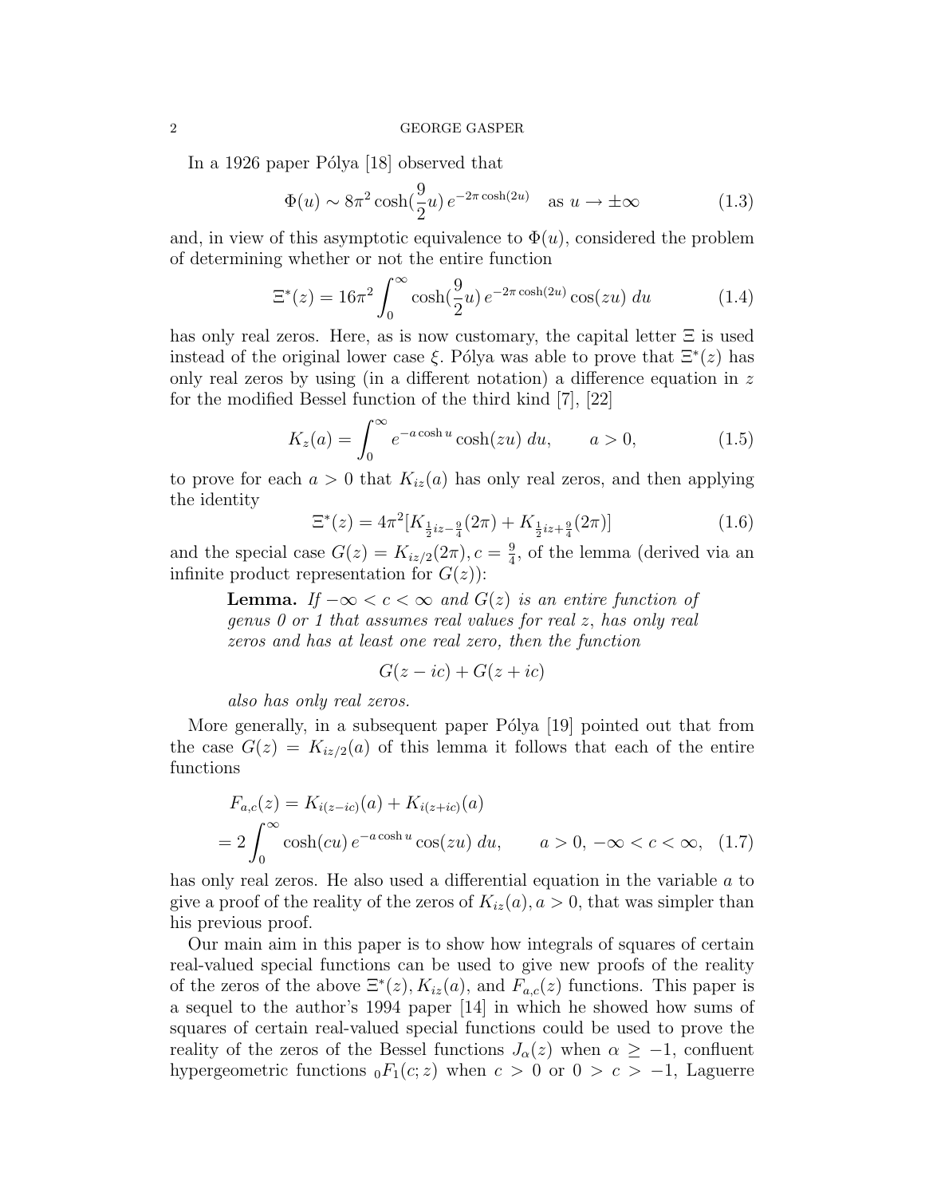In a 1926 paper Pólya [18] observed that

$$\Phi(u) \sim 8\pi^2 \cosh(\frac{9}{2}u)\, e^{-2\pi \cosh(2u)} \quad \text{as } u \to \pm\infty \tag{1.3}$$

and, in view of this asymptotic equivalence to $\Phi(u)$, considered the problem of determining whether or not the entire function

$$\Xi^*(z) = 16\pi^2 \int_0^\infty \cosh(\frac{9}{2}u)\, e^{-2\pi \cosh(2u)} \cos(zu)\, du \tag{1.4}$$

has only real zeros. Here, as is now customary, the capital letter $\Xi$ is used instead of the original lower case $\xi$. Pólya was able to prove that $\Xi^*(z)$ has only real zeros by using (in a different notation) a difference equation in $z$ for the modified Bessel function of the third kind [7], [22]

$$K_z(a) = \int_0^\infty e^{-a\cosh u} \cosh(zu)\, du, \qquad a > 0, \tag{1.5}$$

to prove for each $a > 0$ that $K_{iz}(a)$ has only real zeros, and then applying the identity

$$\Xi^*(z) = 4\pi^2 [K_{\frac{1}{2}iz - \frac{9}{4}}(2\pi) + K_{\frac{1}{2}iz + \frac{9}{4}}(2\pi)] \tag{1.6}$$

and the special case $G(z) = K_{iz/2}(2\pi), c = \frac{9}{4}$, of the lemma (derived via an infinite product representation for $G(z)$):

> **Lemma.** *If $-\infty < c < \infty$ and $G(z)$ is an entire function of genus 0 or 1 that assumes real values for real $z$, has only real zeros and has at least one real zero, then the function*
>
> $$G(z - ic) + G(z + ic)$$
>
> *also has only real zeros.*

More generally, in a subsequent paper Pólya [19] pointed out that from the case $G(z) = K_{iz/2}(a)$ of this lemma it follows that each of the entire functions

$$\begin{aligned} F_{a,c}(z) &= K_{i(z-ic)}(a) + K_{i(z+ic)}(a) \\ &= 2\int_0^\infty \cosh(cu)\, e^{-a\cosh u} \cos(zu)\, du, \qquad a > 0,\ -\infty < c < \infty, \end{aligned} \tag{1.7}$$

has only real zeros. He also used a differential equation in the variable $a$ to give a proof of the reality of the zeros of $K_{iz}(a), a > 0$, that was simpler than his previous proof.

Our main aim in this paper is to show how integrals of squares of certain real-valued special functions can be used to give new proofs of the reality of the zeros of the above $\Xi^*(z), K_{iz}(a)$, and $F_{a,c}(z)$ functions. This paper is a sequel to the author's 1994 paper [14] in which he showed how sums of squares of certain real-valued special functions could be used to prove the reality of the zeros of the Bessel functions $J_\alpha(z)$ when $\alpha \geq -1$, confluent hypergeometric functions ${}_0F_1(c; z)$ when $c > 0$ or $0 > c > -1$, Laguerre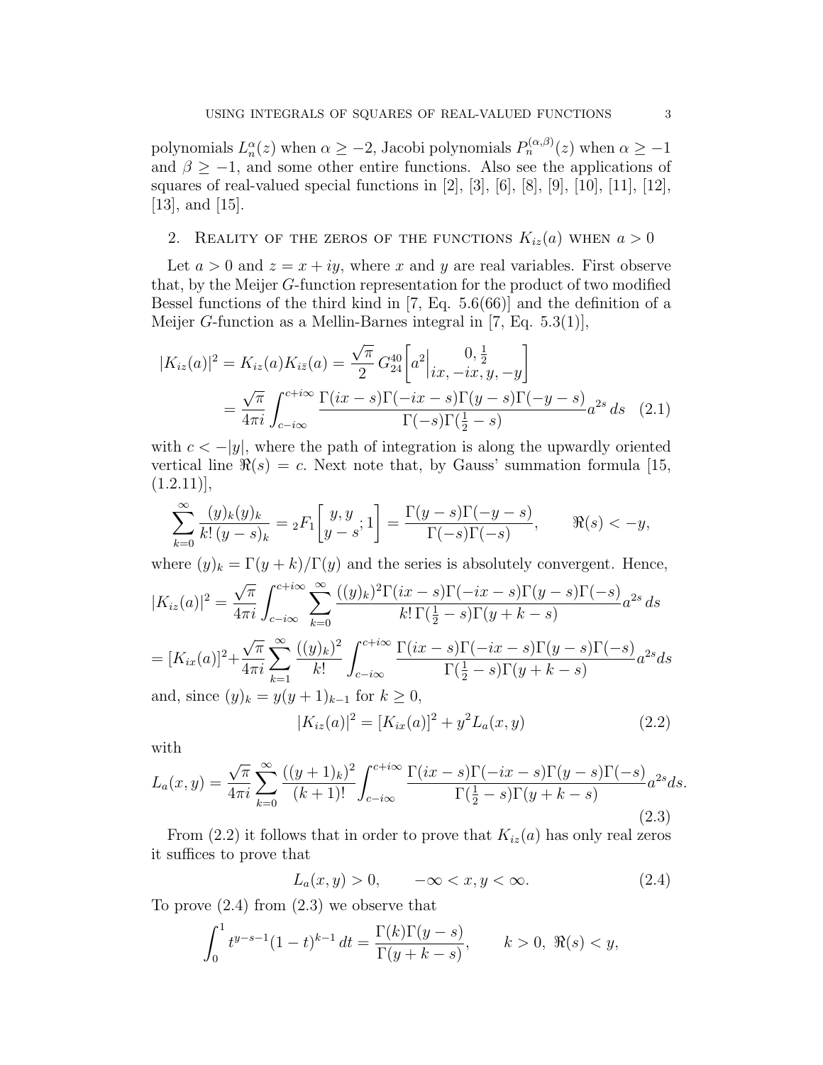polynomials $L_n^\alpha(z)$ when $\alpha \geq -2$, Jacobi polynomials $P_n^{(\alpha,\beta)}(z)$ when $\alpha \geq -1$ and $\beta \geq -1$, and some other entire functions. Also see the applications of squares of real-valued special functions in [2], [3], [6], [8], [9], [10], [11], [12], [13], and [15].

## 2. Reality of the zeros of the functions $K_{iz}(a)$ when $a > 0$

Let $a > 0$ and $z = x + iy$, where $x$ and $y$ are real variables. First observe that, by the Meijer $G$-function representation for the product of two modified Bessel functions of the third kind in [7, Eq. 5.6(66)] and the definition of a Meijer $G$-function as a Mellin-Barnes integral in [7, Eq. 5.3(1)],

$$
\begin{aligned}
|K_{iz}(a)|^2 = K_{iz}(a)K_{i\bar{z}}(a) &= \frac{\sqrt{\pi}}{2}\, G_{24}^{40}\left[a^2 \middle|\, \begin{matrix} 0, \frac{1}{2} \\ ix, -ix, y, -y \end{matrix}\right] \\
&= \frac{\sqrt{\pi}}{4\pi i}\int_{c-i\infty}^{c+i\infty} \frac{\Gamma(ix-s)\Gamma(-ix-s)\Gamma(y-s)\Gamma(-y-s)}{\Gamma(-s)\Gamma(\frac{1}{2}-s)} a^{2s}\, ds \quad (2.1)
\end{aligned}
$$

with $c < -|y|$, where the path of integration is along the upwardly oriented vertical line $\Re(s) = c$. Next note that, by Gauss' summation formula [15, (1.2.11)],

$$
\sum_{k=0}^{\infty} \frac{(y)_k (y)_k}{k!\,(y-s)_k} = {}_2F_1\left[\begin{matrix} y, y \\ y-s \end{matrix}; 1\right] = \frac{\Gamma(y-s)\Gamma(-y-s)}{\Gamma(-s)\Gamma(-s)}, \qquad \Re(s) < -y,
$$

where $(y)_k = \Gamma(y+k)/\Gamma(y)$ and the series is absolutely convergent. Hence,

$$
|K_{iz}(a)|^2 = \frac{\sqrt{\pi}}{4\pi i}\int_{c-i\infty}^{c+i\infty} \sum_{k=0}^{\infty} \frac{((y)_k)^2 \Gamma(ix-s)\Gamma(-ix-s)\Gamma(y-s)\Gamma(-s)}{k!\,\Gamma(\frac{1}{2}-s)\Gamma(y+k-s)} a^{2s}\, ds
$$

$$
= [K_{ix}(a)]^2 + \frac{\sqrt{\pi}}{4\pi i}\sum_{k=1}^{\infty} \frac{((y)_k)^2}{k!}\int_{c-i\infty}^{c+i\infty} \frac{\Gamma(ix-s)\Gamma(-ix-s)\Gamma(y-s)\Gamma(-s)}{\Gamma(\frac{1}{2}-s)\Gamma(y+k-s)} a^{2s} ds
$$

and, since $(y)_k = y(y+1)_{k-1}$ for $k \geq 0$,

$$
|K_{iz}(a)|^2 = [K_{ix}(a)]^2 + y^2 L_a(x, y) \qquad (2.2)
$$

with

$$
L_a(x, y) = \frac{\sqrt{\pi}}{4\pi i}\sum_{k=0}^{\infty} \frac{((y+1)_k)^2}{(k+1)!}\int_{c-i\infty}^{c+i\infty} \frac{\Gamma(ix-s)\Gamma(-ix-s)\Gamma(y-s)\Gamma(-s)}{\Gamma(\frac{1}{2}-s)\Gamma(y+k-s)} a^{2s} ds. \qquad (2.3)
$$

From (2.2) it follows that in order to prove that $K_{iz}(a)$ has only real zeros it suffices to prove that

$$
L_a(x, y) > 0, \qquad -\infty < x, y < \infty. \qquad (2.4)
$$

To prove (2.4) from (2.3) we observe that

$$
\int_0^1 t^{y-s-1}(1-t)^{k-1}\, dt = \frac{\Gamma(k)\Gamma(y-s)}{\Gamma(y+k-s)}, \qquad k > 0,\ \Re(s) < y,
$$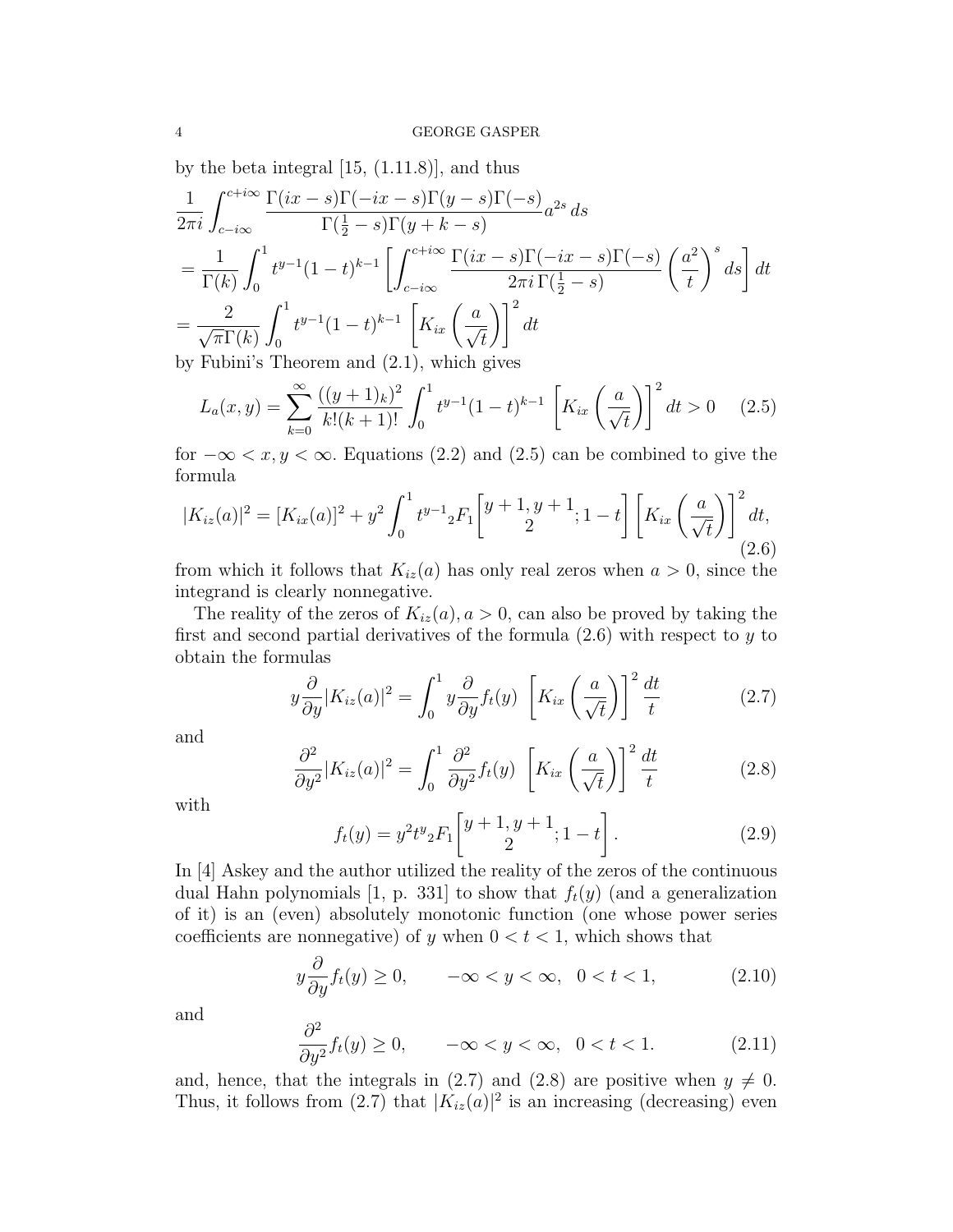by the beta integral [15, (1.11.8)], and thus

$$
\begin{aligned}
&\frac{1}{2\pi i}\int_{c-i\infty}^{c+i\infty} \frac{\Gamma(ix-s)\Gamma(-ix-s)\Gamma(y-s)\Gamma(-s)}{\Gamma(\frac{1}{2}-s)\Gamma(y+k-s)} a^{2s}\, ds \\
&= \frac{1}{\Gamma(k)}\int_0^1 t^{y-1}(1-t)^{k-1}\left[\int_{c-i\infty}^{c+i\infty} \frac{\Gamma(ix-s)\Gamma(-ix-s)\Gamma(-s)}{2\pi i\,\Gamma(\frac{1}{2}-s)}\left(\frac{a^2}{t}\right)^s ds\right] dt \\
&= \frac{2}{\sqrt{\pi}\Gamma(k)}\int_0^1 t^{y-1}(1-t)^{k-1}\left[K_{ix}\left(\frac{a}{\sqrt{t}}\right)\right]^2 dt
\end{aligned}
$$

by Fubini's Theorem and (2.1), which gives

$$
L_a(x,y) = \sum_{k=0}^{\infty} \frac{((y+1)_k)^2}{k!(k+1)!}\int_0^1 t^{y-1}(1-t)^{k-1}\left[K_{ix}\left(\frac{a}{\sqrt{t}}\right)\right]^2 dt > 0 \tag{2.5}
$$

for $-\infty < x, y < \infty$. Equations (2.2) and (2.5) can be combined to give the formula

$$
|K_{iz}(a)|^2 = [K_{ix}(a)]^2 + y^2\int_0^1 t^{y-1}{}_2F_1\left[\begin{matrix} y+1, y+1 \\ 2 \end{matrix}; 1-t\right]\left[K_{ix}\left(\frac{a}{\sqrt{t}}\right)\right]^2 dt, \tag{2.6}
$$

from which it follows that $K_{iz}(a)$ has only real zeros when $a > 0$, since the integrand is clearly nonnegative.

The reality of the zeros of $K_{iz}(a), a > 0$, can also be proved by taking the first and second partial derivatives of the formula (2.6) with respect to $y$ to obtain the formulas

$$
y\frac{\partial}{\partial y}|K_{iz}(a)|^2 = \int_0^1 y\frac{\partial}{\partial y}f_t(y)\left[K_{ix}\left(\frac{a}{\sqrt{t}}\right)\right]^2 \frac{dt}{t} \tag{2.7}
$$

and

$$
\frac{\partial^2}{\partial y^2}|K_{iz}(a)|^2 = \int_0^1 \frac{\partial^2}{\partial y^2}f_t(y)\left[K_{ix}\left(\frac{a}{\sqrt{t}}\right)\right]^2 \frac{dt}{t} \tag{2.8}
$$

with

$$
f_t(y) = y^2 t^y{}_2F_1\left[\begin{matrix} y+1, y+1 \\ 2 \end{matrix}; 1-t\right]. \tag{2.9}
$$

In [4] Askey and the author utilized the reality of the zeros of the continuous dual Hahn polynomials [1, p. 331] to show that $f_t(y)$ (and a generalization of it) is an (even) absolutely monotonic function (one whose power series coefficients are nonnegative) of $y$ when $0 < t < 1$, which shows that

$$
y\frac{\partial}{\partial y}f_t(y) \geq 0, \qquad -\infty < y < \infty, \quad 0 < t < 1, \tag{2.10}
$$

and

$$
\frac{\partial^2}{\partial y^2}f_t(y) \geq 0, \qquad -\infty < y < \infty, \quad 0 < t < 1. \tag{2.11}
$$

and, hence, that the integrals in (2.7) and (2.8) are positive when $y \neq 0$. Thus, it follows from (2.7) that $|K_{iz}(a)|^2$ is an increasing (decreasing) even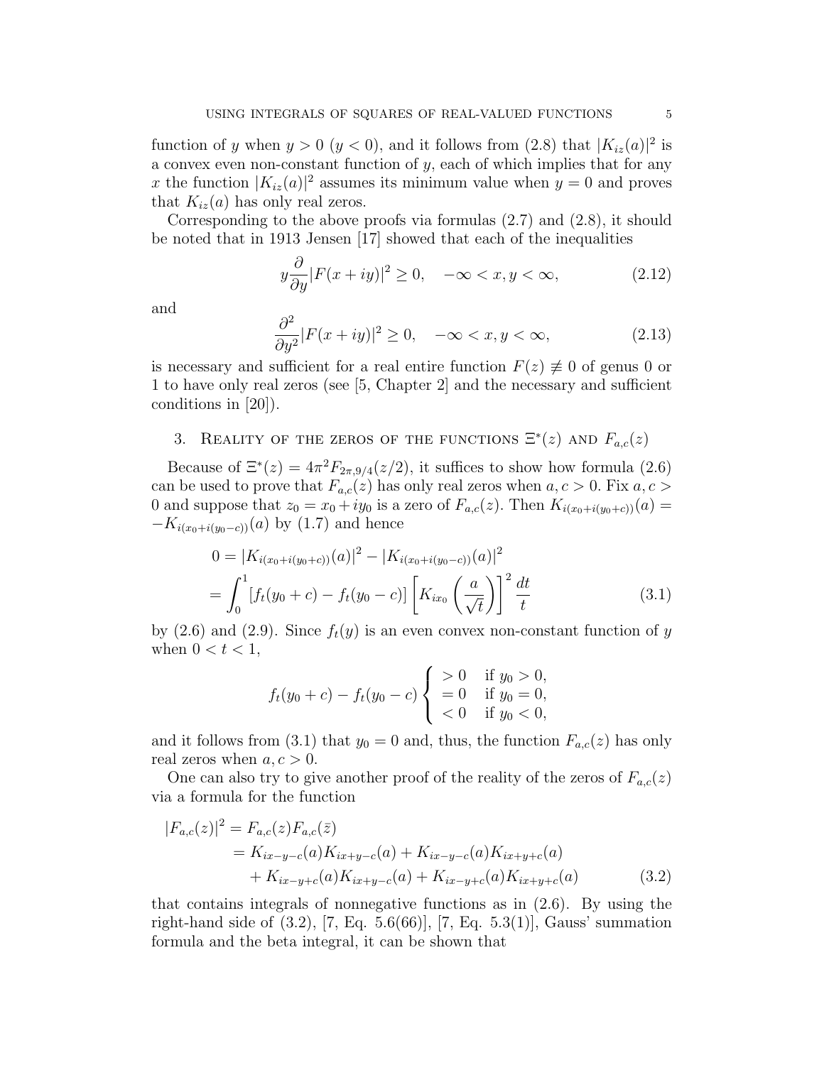function of $y$ when $y > 0$ ($y < 0$), and it follows from (2.8) that $|K_{iz}(a)|^2$ is a convex even non-constant function of $y$, each of which implies that for any $x$ the function $|K_{iz}(a)|^2$ assumes its minimum value when $y = 0$ and proves that $K_{iz}(a)$ has only real zeros.

Corresponding to the above proofs via formulas (2.7) and (2.8), it should be noted that in 1913 Jensen [17] showed that each of the inequalities

$$y\frac{\partial}{\partial y}|F(x+iy)|^2 \geq 0, \quad -\infty < x, y < \infty, \tag{2.12}$$

and

$$\frac{\partial^2}{\partial y^2}|F(x+iy)|^2 \geq 0, \quad -\infty < x, y < \infty, \tag{2.13}$$

is necessary and sufficient for a real entire function $F(z) \not\equiv 0$ of genus 0 or 1 to have only real zeros (see [5, Chapter 2] and the necessary and sufficient conditions in [20]).

## 3. Reality of the zeros of the functions $\Xi^*(z)$ and $F_{a,c}(z)$

Because of $\Xi^*(z) = 4\pi^2 F_{2\pi,9/4}(z/2)$, it suffices to show how formula (2.6) can be used to prove that $F_{a,c}(z)$ has only real zeros when $a, c > 0$. Fix $a, c > 0$ and suppose that $z_0 = x_0 + iy_0$ is a zero of $F_{a,c}(z)$. Then $K_{i(x_0+i(y_0+c))}(a) = -K_{i(x_0+i(y_0-c))}(a)$ by (1.7) and hence

$$\begin{aligned}
0 &= |K_{i(x_0+i(y_0+c))}(a)|^2 - |K_{i(x_0+i(y_0-c))}(a)|^2 \\
&= \int_0^1 [f_t(y_0+c) - f_t(y_0-c)] \left[K_{ix_0}\left(\frac{a}{\sqrt{t}}\right)\right]^2 \frac{dt}{t}
\end{aligned} \tag{3.1}$$

by (2.6) and (2.9). Since $f_t(y)$ is an even convex non-constant function of $y$ when $0 < t < 1$,

$$f_t(y_0+c) - f_t(y_0-c) \begin{cases} > 0 & \text{if } y_0 > 0, \\ = 0 & \text{if } y_0 = 0, \\ < 0 & \text{if } y_0 < 0, \end{cases}$$

and it follows from (3.1) that $y_0 = 0$ and, thus, the function $F_{a,c}(z)$ has only real zeros when $a, c > 0$.

One can also try to give another proof of the reality of the zeros of $F_{a,c}(z)$ via a formula for the function

$$\begin{aligned}
|F_{a,c}(z)|^2 &= F_{a,c}(z)F_{a,c}(\bar{z}) \\
&= K_{ix-y-c}(a)K_{ix+y-c}(a) + K_{ix-y-c}(a)K_{ix+y+c}(a) \\
&\quad + K_{ix-y+c}(a)K_{ix+y-c}(a) + K_{ix-y+c}(a)K_{ix+y+c}(a)
\end{aligned} \tag{3.2}$$

that contains integrals of nonnegative functions as in (2.6). By using the right-hand side of (3.2), [7, Eq. 5.6(66)], [7, Eq. 5.3(1)], Gauss' summation formula and the beta integral, it can be shown that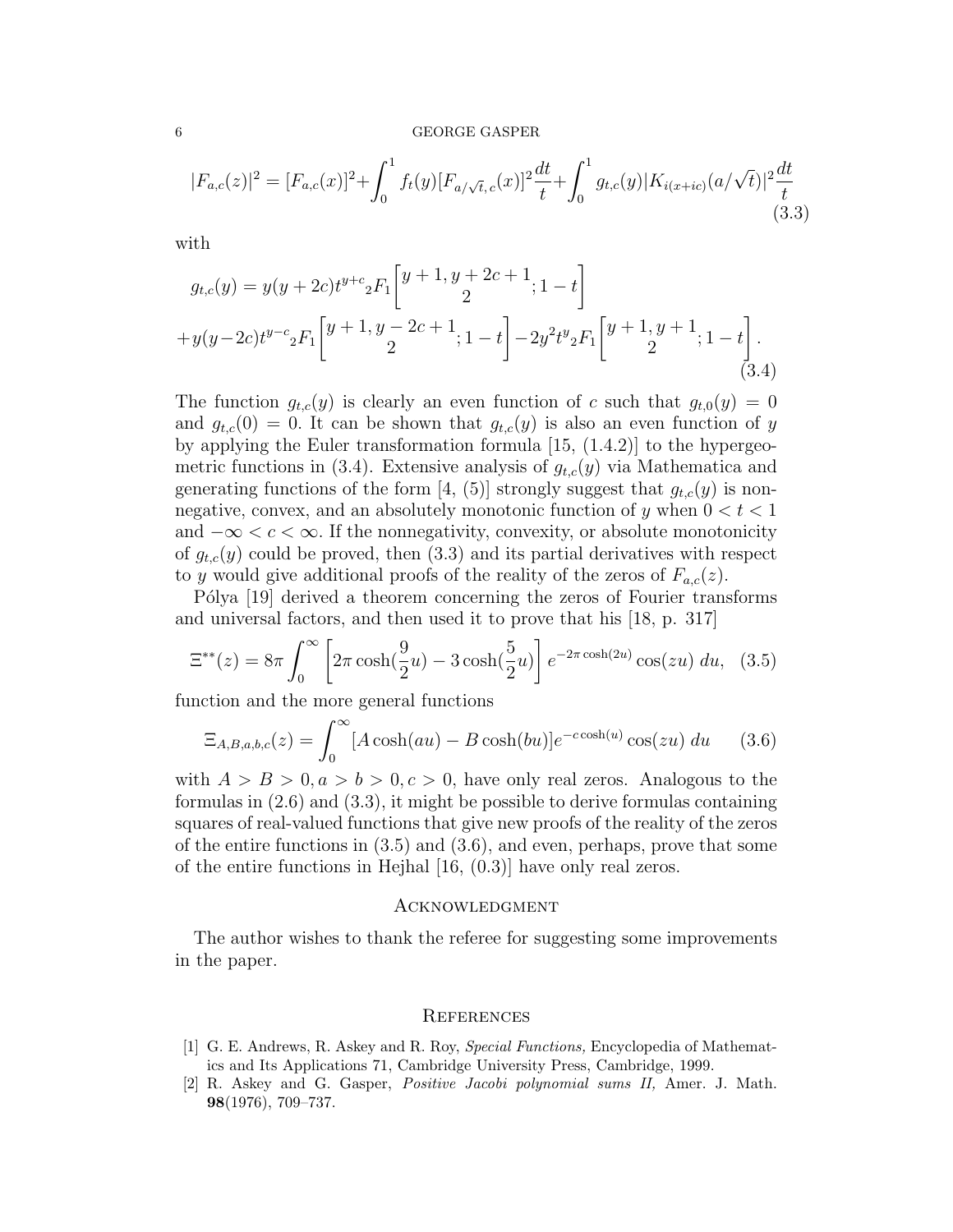$$|F_{a,c}(z)|^2 = [F_{a,c}(x)]^2 + \int_0^1 f_t(y)[F_{a/\sqrt{t},\,c}(x)]^2 \frac{dt}{t} + \int_0^1 g_{t,c}(y)|K_{i(x+ic)}(a/\sqrt{t})|^2 \frac{dt}{t} \tag{3.3}$$

with

$$g_{t,c}(y) = y(y+2c)t^{y+c}{}_2F_1\left[\begin{matrix} y+1, y+2c+1 \\ 2 \end{matrix}; 1-t\right]$$
$$+ y(y-2c)t^{y-c}{}_2F_1\left[\begin{matrix} y+1, y-2c+1 \\ 2 \end{matrix}; 1-t\right] - 2y^2 t^y {}_2F_1\left[\begin{matrix} y+1, y+1 \\ 2 \end{matrix}; 1-t\right]. \tag{3.4}$$

The function $g_{t,c}(y)$ is clearly an even function of $c$ such that $g_{t,0}(y) = 0$ and $g_{t,c}(0) = 0$. It can be shown that $g_{t,c}(y)$ is also an even function of $y$ by applying the Euler transformation formula [15, (1.4.2)] to the hypergeometric functions in (3.4). Extensive analysis of $g_{t,c}(y)$ via Mathematica and generating functions of the form [4, (5)] strongly suggest that $g_{t,c}(y)$ is nonnegative, convex, and an absolutely monotonic function of $y$ when $0 < t < 1$ and $-\infty < c < \infty$. If the nonnegativity, convexity, or absolute monotonicity of $g_{t,c}(y)$ could be proved, then (3.3) and its partial derivatives with respect to $y$ would give additional proofs of the reality of the zeros of $F_{a,c}(z)$.

Pólya [19] derived a theorem concerning the zeros of Fourier transforms and universal factors, and then used it to prove that his [18, p. 317]

$$\Xi^{**}(z) = 8\pi \int_0^\infty \left[2\pi \cosh(\frac{9}{2}u) - 3\cosh(\frac{5}{2}u)\right] e^{-2\pi\cosh(2u)} \cos(zu)\, du, \tag{3.5}$$

function and the more general functions

$$\Xi_{A,B,a,b,c}(z) = \int_0^\infty [A\cosh(au) - B\cosh(bu)]e^{-c\cosh(u)} \cos(zu)\, du \tag{3.6}$$

with $A > B > 0, a > b > 0, c > 0$, have only real zeros. Analogous to the formulas in (2.6) and (3.3), it might be possible to derive formulas containing squares of real-valued functions that give new proofs of the reality of the zeros of the entire functions in (3.5) and (3.6), and even, perhaps, prove that some of the entire functions in Hejhal [16, (0.3)] have only real zeros.

## Acknowledgment

The author wishes to thank the referee for suggesting some improvements in the paper.

## References

[1] G. E. Andrews, R. Askey and R. Roy, *Special Functions,* Encyclopedia of Mathematics and Its Applications 71, Cambridge University Press, Cambridge, 1999.

[2] R. Askey and G. Gasper, *Positive Jacobi polynomial sums II,* Amer. J. Math. **98**(1976), 709–737.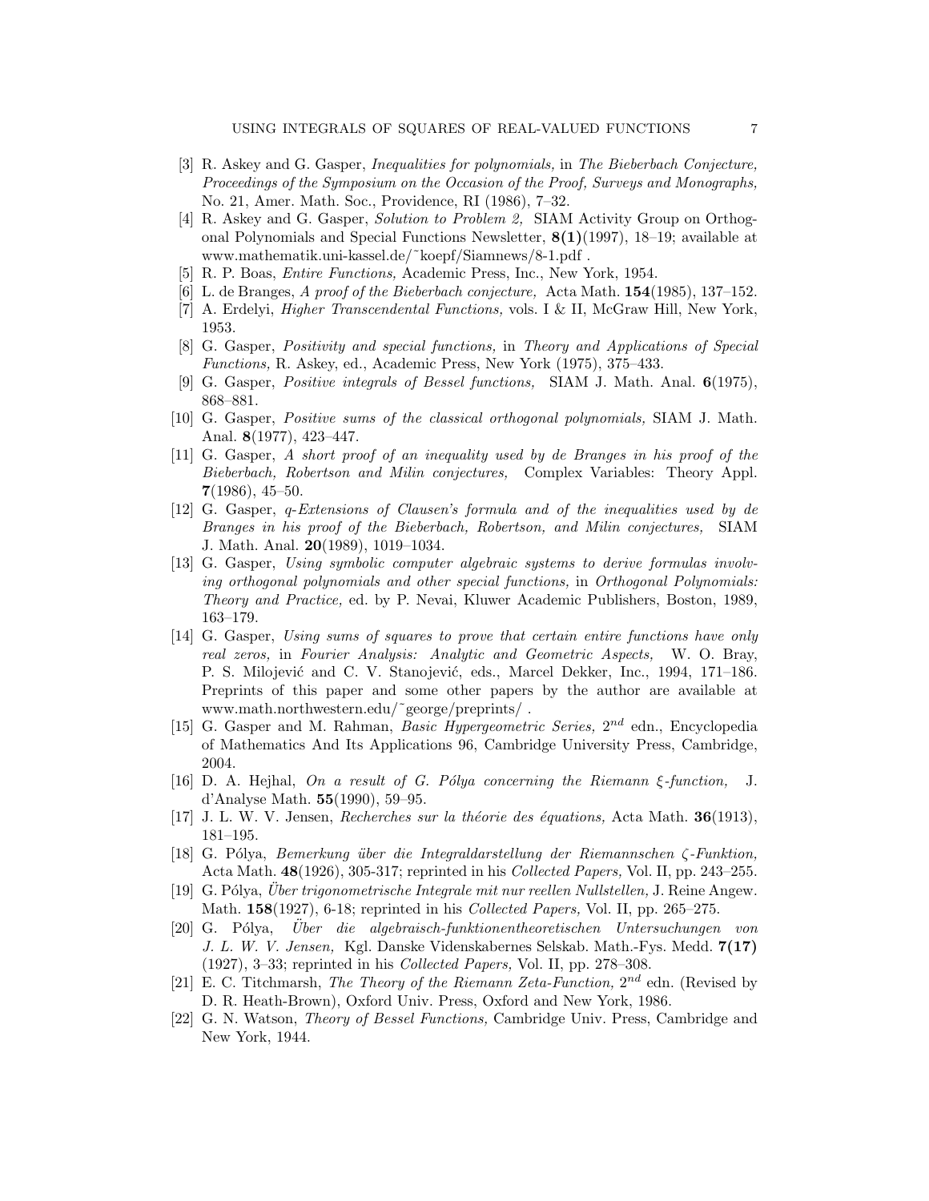[3] R. Askey and G. Gasper, *Inequalities for polynomials,* in *The Bieberbach Conjecture, Proceedings of the Symposium on the Occasion of the Proof, Surveys and Monographs,* No. 21, Amer. Math. Soc., Providence, RI (1986), 7–32.

[4] R. Askey and G. Gasper, *Solution to Problem 2,* SIAM Activity Group on Orthogonal Polynomials and Special Functions Newsletter, **8(1)**(1997), 18–19; available at www.mathematik.uni-kassel.de/~koepf/Siamnews/8-1.pdf .

[5] R. P. Boas, *Entire Functions,* Academic Press, Inc., New York, 1954.

[6] L. de Branges, *A proof of the Bieberbach conjecture,* Acta Math. **154**(1985), 137–152.

[7] A. Erdelyi, *Higher Transcendental Functions,* vols. I & II, McGraw Hill, New York, 1953.

[8] G. Gasper, *Positivity and special functions,* in *Theory and Applications of Special Functions,* R. Askey, ed., Academic Press, New York (1975), 375–433.

[9] G. Gasper, *Positive integrals of Bessel functions,* SIAM J. Math. Anal. **6**(1975), 868–881.

[10] G. Gasper, *Positive sums of the classical orthogonal polynomials,* SIAM J. Math. Anal. **8**(1977), 423–447.

[11] G. Gasper, *A short proof of an inequality used by de Branges in his proof of the Bieberbach, Robertson and Milin conjectures,* Complex Variables: Theory Appl. **7**(1986), 45–50.

[12] G. Gasper, *q-Extensions of Clausen's formula and of the inequalities used by de Branges in his proof of the Bieberbach, Robertson, and Milin conjectures,* SIAM J. Math. Anal. **20**(1989), 1019–1034.

[13] G. Gasper, *Using symbolic computer algebraic systems to derive formulas involving orthogonal polynomials and other special functions,* in *Orthogonal Polynomials: Theory and Practice,* ed. by P. Nevai, Kluwer Academic Publishers, Boston, 1989, 163–179.

[14] G. Gasper, *Using sums of squares to prove that certain entire functions have only real zeros,* in *Fourier Analysis: Analytic and Geometric Aspects,* W. O. Bray, P. S. Milojević and C. V. Stanojević, eds., Marcel Dekker, Inc., 1994, 171–186. Preprints of this paper and some other papers by the author are available at www.math.northwestern.edu/~george/preprints/ .

[15] G. Gasper and M. Rahman, *Basic Hypergeometric Series,* $2^{nd}$ edn., Encyclopedia of Mathematics And Its Applications 96, Cambridge University Press, Cambridge, 2004.

[16] D. A. Hejhal, *On a result of G. Pólya concerning the Riemann $\xi$-function,* J. d'Analyse Math. **55**(1990), 59–95.

[17] J. L. W. V. Jensen, *Recherches sur la théorie des équations,* Acta Math. **36**(1913), 181–195.

[18] G. Pólya, *Bemerkung über die Integraldarstellung der Riemannschen $\zeta$-Funktion,* Acta Math. **48**(1926), 305-317; reprinted in his *Collected Papers,* Vol. II, pp. 243–255.

[19] G. Pólya, *Über trigonometrische Integrale mit nur reellen Nullstellen,* J. Reine Angew. Math. **158**(1927), 6-18; reprinted in his *Collected Papers,* Vol. II, pp. 265–275.

[20] G. Pólya, *Über die algebraisch-funktionentheoretischen Untersuchungen von J. L. W. V. Jensen,* Kgl. Danske Videnskabernes Selskab. Math.-Fys. Medd. **7(17)** (1927), 3–33; reprinted in his *Collected Papers,* Vol. II, pp. 278–308.

[21] E. C. Titchmarsh, *The Theory of the Riemann Zeta-Function,* $2^{nd}$ edn. (Revised by D. R. Heath-Brown), Oxford Univ. Press, Oxford and New York, 1986.

[22] G. N. Watson, *Theory of Bessel Functions,* Cambridge Univ. Press, Cambridge and New York, 1944.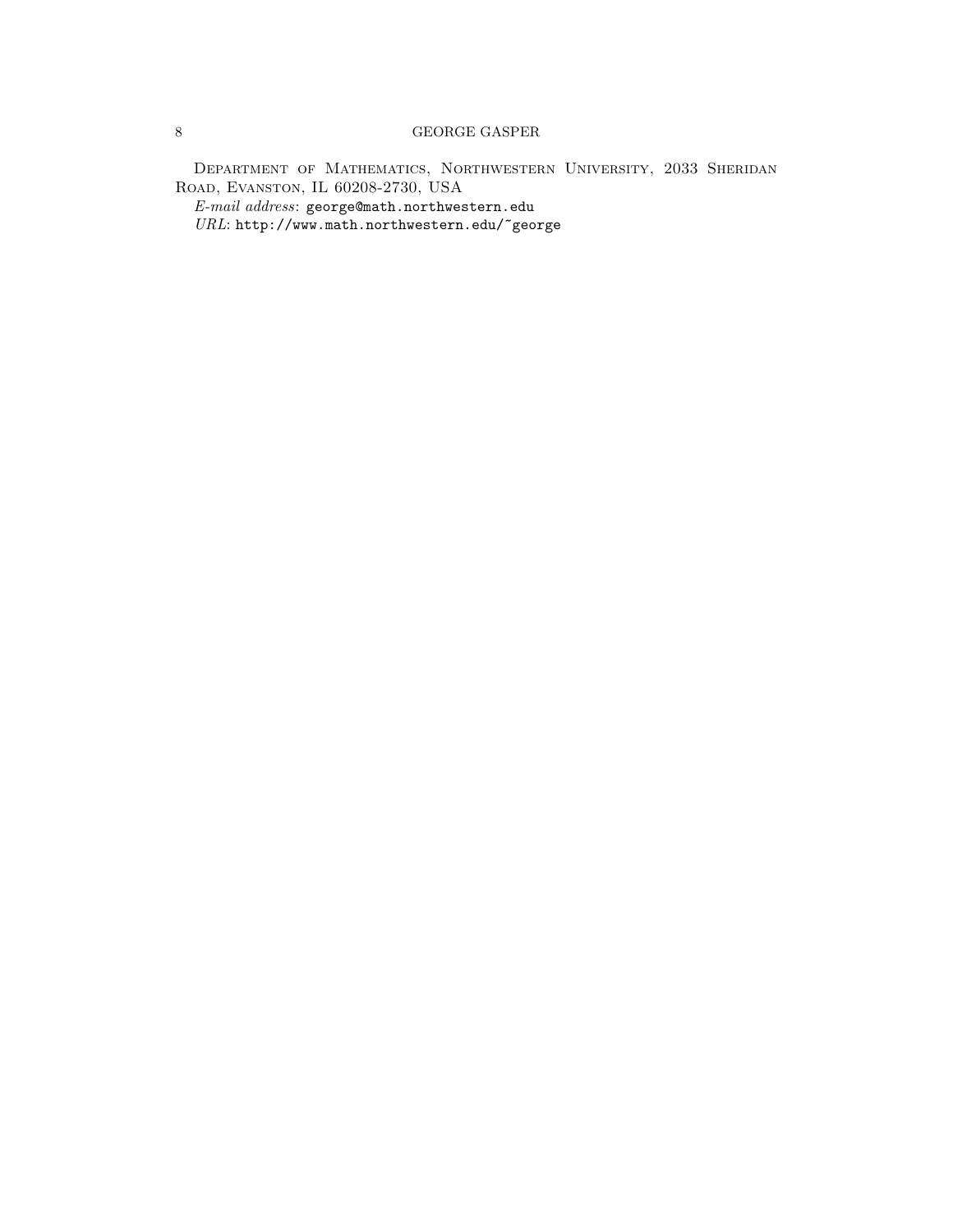Department of Mathematics, Northwestern University, 2033 Sheridan Road, Evanston, IL 60208-2730, USA

*E-mail address*: george@math.northwestern.edu

*URL*: http://www.math.northwestern.edu/~george